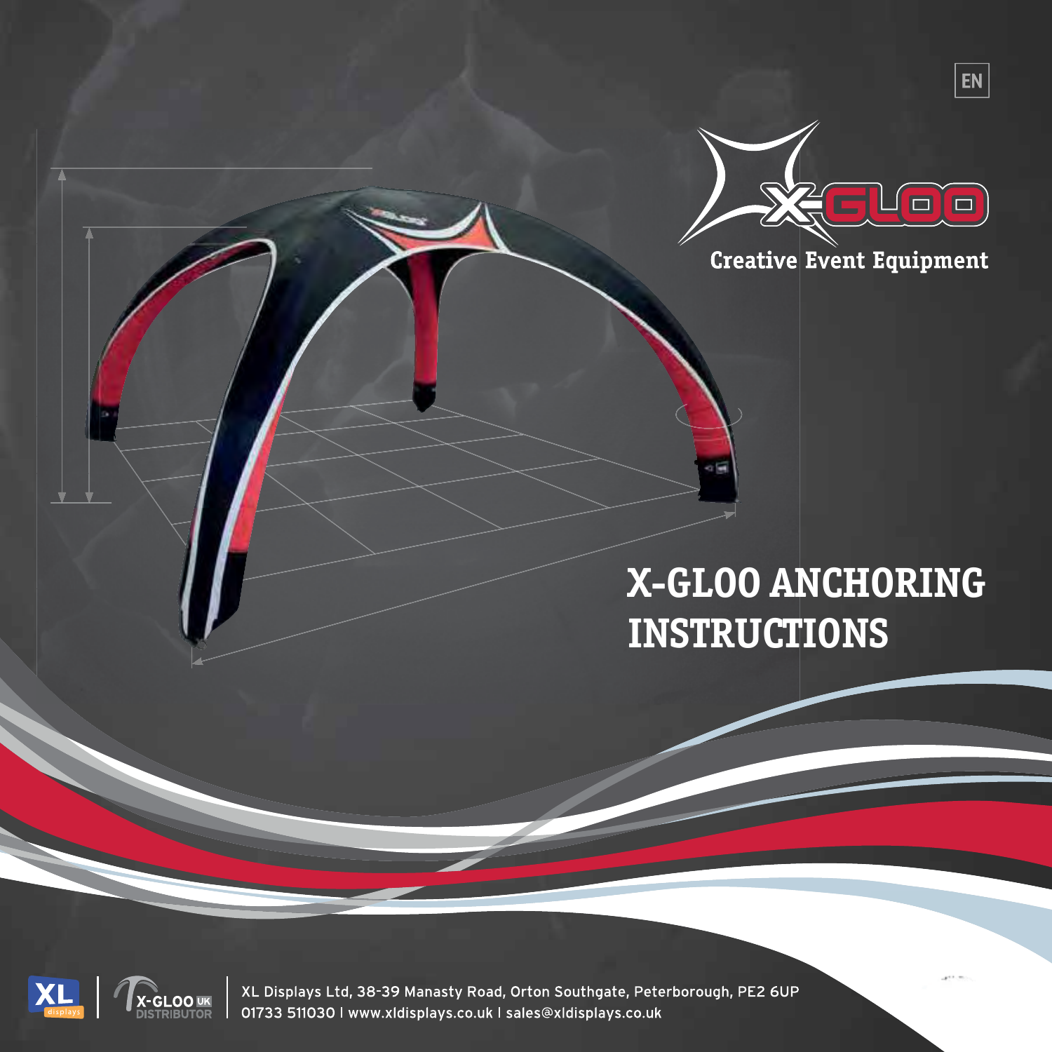EN

X-GLOO

Creative Event Equipment

# X-GLOO ANCHORING INSTRUCTIONS

XL displays | X-GLOO UK DISTRIBUTOR

XL Displays Ltd, 38-39 Manasty Road, Orton Southgate, Peterborough, PE2 6UP
01733 511030 | www.xldisplays.co.uk | sales@xldisplays.co.uk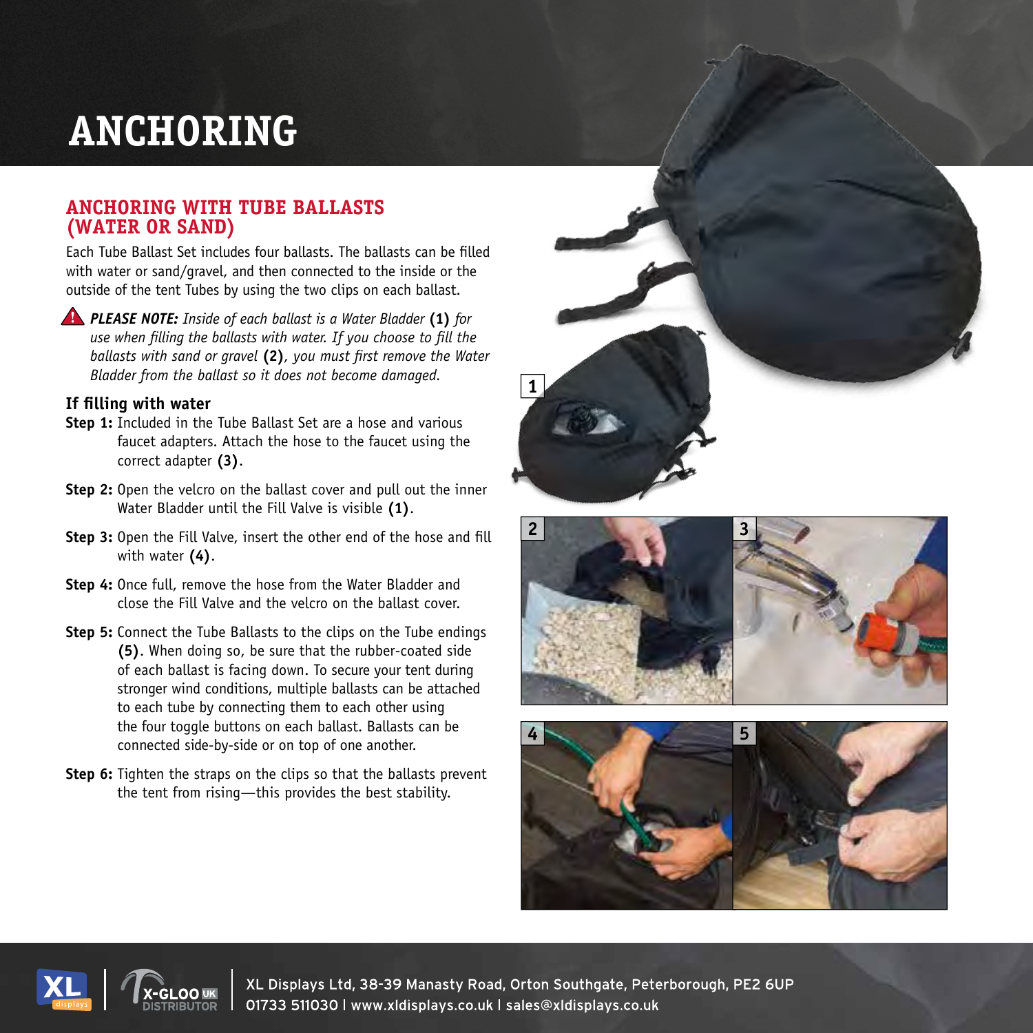# ANCHORING

## ANCHORING WITH TUBE BALLASTS (WATER OR SAND)

Each Tube Ballast Set includes four ballasts. The ballasts can be filled with water or sand/gravel, and then connected to the inside or the outside of the tent Tubes by using the two clips on each ballast.

⚠ ***PLEASE NOTE:*** *Inside of each ballast is a Water Bladder* **(1)** *for use when filling the ballasts with water. If you choose to fill the ballasts with sand or gravel* **(2)**, *you must first remove the Water Bladder from the ballast so it does not become damaged.*

### If filling with water

**Step 1:** Included in the Tube Ballast Set are a hose and various faucet adapters. Attach the hose to the faucet using the correct adapter **(3)**.

**Step 2:** Open the velcro on the ballast cover and pull out the inner Water Bladder until the Fill Valve is visible **(1)**.

**Step 3:** Open the Fill Valve, insert the other end of the hose and fill with water **(4)**.

**Step 4:** Once full, remove the hose from the Water Bladder and close the Fill Valve and the velcro on the ballast cover.

**Step 5:** Connect the Tube Ballasts to the clips on the Tube endings **(5)**. When doing so, be sure that the rubber-coated side of each ballast is facing down. To secure your tent during stronger wind conditions, multiple ballasts can be attached to each tube by connecting them to each other using the four toggle buttons on each ballast. Ballasts can be connected side-by-side or on top of one another.

**Step 6:** Tighten the straps on the clips so that the ballasts prevent the tent from rising—this provides the best stability.

1

2

3

4

5

XL Displays Ltd, 38-39 Manasty Road, Orton Southgate, Peterborough, PE2 6UP
01733 511030 | www.xldisplays.co.uk | sales@xldisplays.co.uk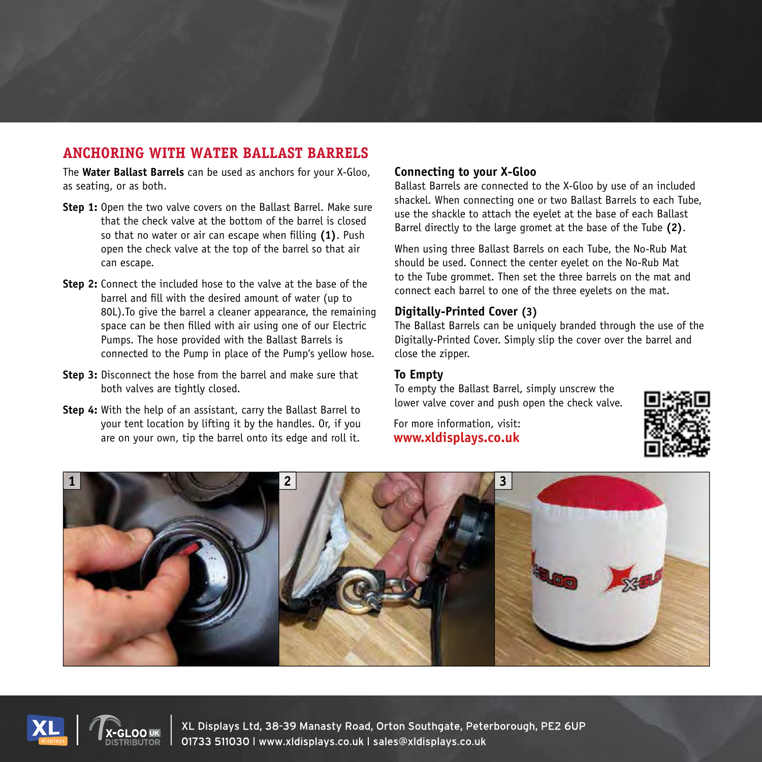## ANCHORING WITH WATER BALLAST BARRELS

The **Water Ballast Barrels** can be used as anchors for your X-Gloo, as seating, or as both.

**Step 1:** Open the two valve covers on the Ballast Barrel. Make sure that the check valve at the bottom of the barrel is closed so that no water or air can escape when filling **(1)**. Push open the check valve at the top of the barrel so that air can escape.

**Step 2:** Connect the included hose to the valve at the base of the barrel and fill with the desired amount of water (up to 80L).To give the barrel a cleaner appearance, the remaining space can be then filled with air using one of our Electric Pumps. The hose provided with the Ballast Barrels is connected to the Pump in place of the Pump's yellow hose.

**Step 3:** Disconnect the hose from the barrel and make sure that both valves are tightly closed.

**Step 4:** With the help of an assistant, carry the Ballast Barrel to your tent location by lifting it by the handles. Or, if you are on your own, tip the barrel onto its edge and roll it.

### Connecting to your X-Gloo

Ballast Barrels are connected to the X-Gloo by use of an included shackel. When connecting one or two Ballast Barrels to each Tube, use the shackle to attach the eyelet at the base of each Ballast Barrel directly to the large gromet at the base of the Tube **(2)**.

When using three Ballast Barrels on each Tube, the No-Rub Mat should be used. Connect the center eyelet on the No-Rub Mat to the Tube grommet. Then set the three barrels on the mat and connect each barrel to one of the three eyelets on the mat.

### Digitally-Printed Cover (3)

The Ballast Barrels can be uniquely branded through the use of the Digitally-Printed Cover. Simply slip the cover over the barrel and close the zipper.

### To Empty

To empty the Ballast Barrel, simply unscrew the lower valve cover and push open the check valve.

For more information, visit:
**www.xldisplays.co.uk**

1

2

3

XL Displays Ltd, 38-39 Manasty Road, Orton Southgate, Peterborough, PE2 6UP
01733 511030 | www.xldisplays.co.uk | sales@xldisplays.co.uk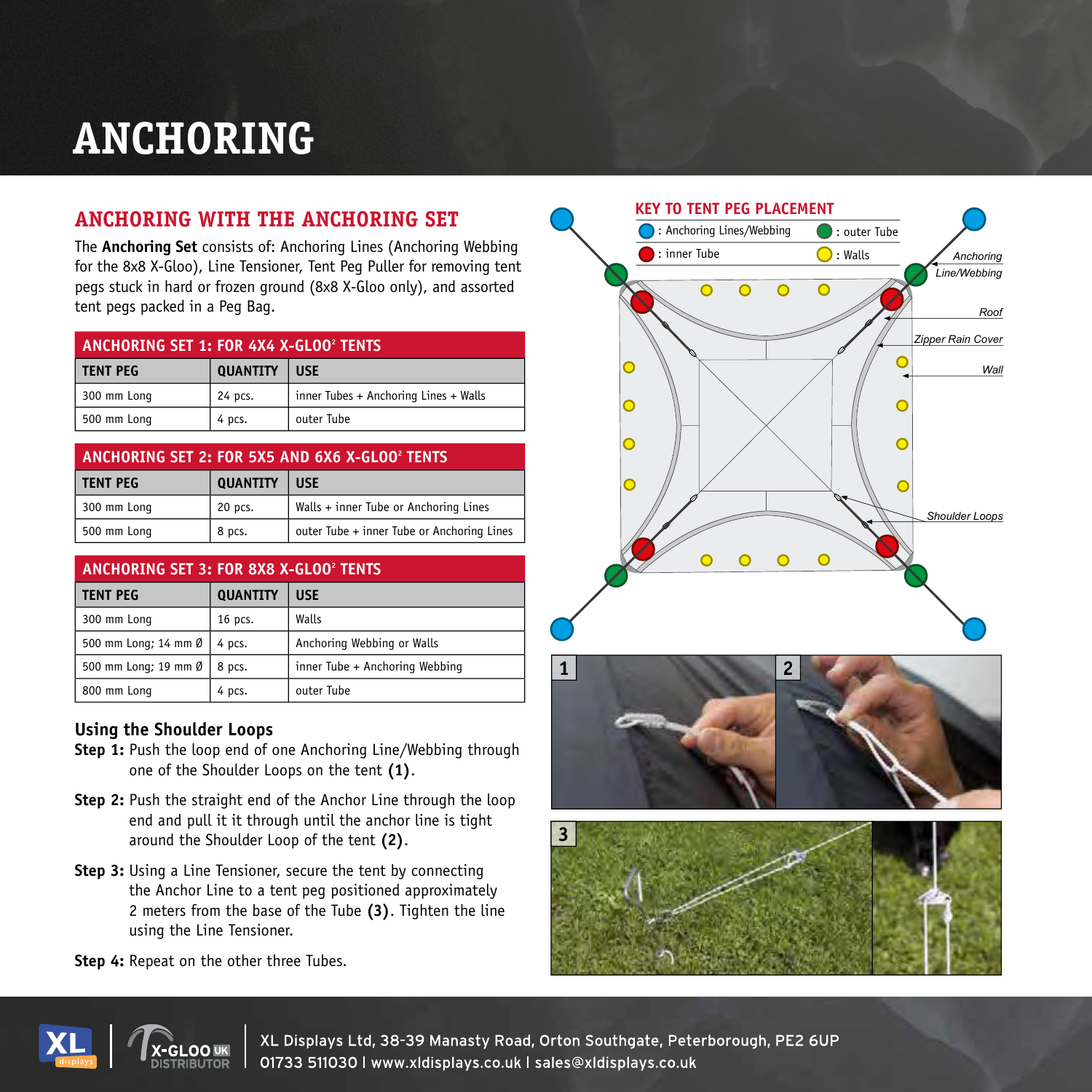# ANCHORING

## ANCHORING WITH THE ANCHORING SET

The **Anchoring Set** consists of: Anchoring Lines (Anchoring Webbing for the 8x8 X-Gloo), Line Tensioner, Tent Peg Puller for removing tent pegs stuck in hard or frozen ground (8x8 X-Gloo only), and assorted tent pegs packed in a Peg Bag.

| ANCHORING SET 1: FOR 4X4 X-GLOO² TENTS | | |
|---|---|---|
| **TENT PEG** | **QUANTITY** | **USE** |
| 300 mm Long | 24 pcs. | inner Tubes + Anchoring Lines + Walls |
| 500 mm Long | 4 pcs. | outer Tube |

| ANCHORING SET 2: FOR 5X5 AND 6X6 X-GLOO² TENTS | | |
|---|---|---|
| **TENT PEG** | **QUANTITY** | **USE** |
| 300 mm Long | 20 pcs. | Walls + inner Tube or Anchoring Lines |
| 500 mm Long | 8 pcs. | outer Tube + inner Tube or Anchoring Lines |

| ANCHORING SET 3: FOR 8X8 X-GLOO² TENTS | | |
|---|---|---|
| **TENT PEG** | **QUANTITY** | **USE** |
| 300 mm Long | 16 pcs. | Walls |
| 500 mm Long; 14 mm Ø | 4 pcs. | Anchoring Webbing or Walls |
| 500 mm Long; 19 mm Ø | 8 pcs. | inner Tube + Anchoring Webbing |
| 800 mm Long | 4 pcs. | outer Tube |

### Using the Shoulder Loops

**Step 1:** Push the loop end of one Anchoring Line/Webbing through one of the Shoulder Loops on the tent **(1)**.

**Step 2:** Push the straight end of the Anchor Line through the loop end and pull it it through until the anchor line is tight around the Shoulder Loop of the tent **(2)**.

**Step 3:** Using a Line Tensioner, secure the tent by connecting the Anchor Line to a tent peg positioned approximately 2 meters from the base of the Tube **(3)**. Tighten the line using the Line Tensioner.

**Step 4:** Repeat on the other three Tubes.

### KEY TO TENT PEG PLACEMENT

- Blue: Anchoring Lines/Webbing
- Green: outer Tube
- Red: inner Tube
- Yellow: Walls

Anchoring Line/Webbing · Roof · Zipper Rain Cover · Wall · Shoulder Loops

1 · 2 · 3

XL Displays Ltd, 38-39 Manasty Road, Orton Southgate, Peterborough, PE2 6UP
01733 511030 | www.xldisplays.co.uk | sales@xldisplays.co.uk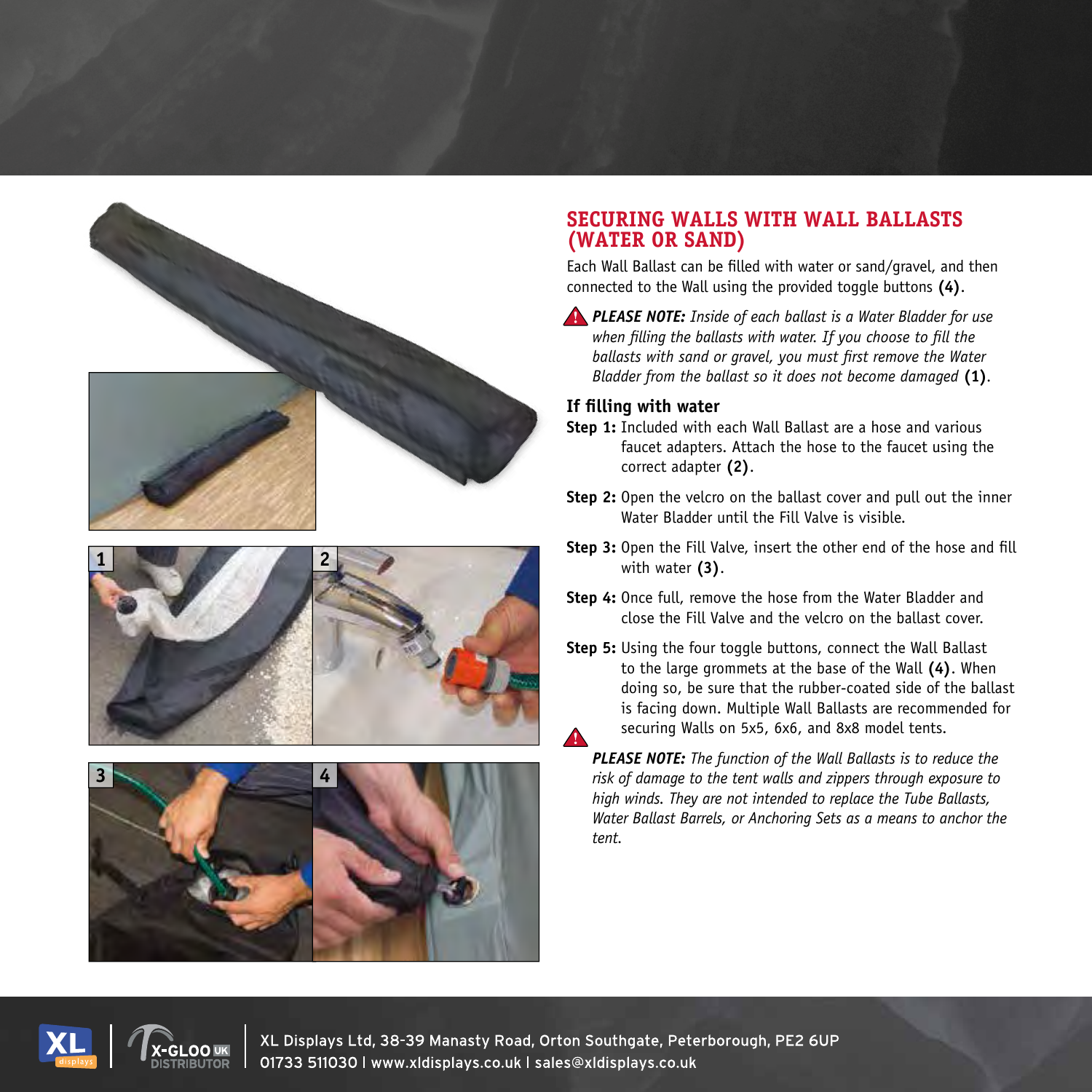## SECURING WALLS WITH WALL BALLASTS (WATER OR SAND)

Each Wall Ballast can be filled with water or sand/gravel, and then connected to the Wall using the provided toggle buttons **(4)**.

***PLEASE NOTE:*** *Inside of each ballast is a Water Bladder for use when filling the ballasts with water. If you choose to fill the ballasts with sand or gravel, you must first remove the Water Bladder from the ballast so it does not become damaged* **(1)**.

### If filling with water

**Step 1:** Included with each Wall Ballast are a hose and various faucet adapters. Attach the hose to the faucet using the correct adapter **(2)**.

**Step 2:** Open the velcro on the ballast cover and pull out the inner Water Bladder until the Fill Valve is visible.

**Step 3:** Open the Fill Valve, insert the other end of the hose and fill with water **(3)**.

**Step 4:** Once full, remove the hose from the Water Bladder and close the Fill Valve and the velcro on the ballast cover.

**Step 5:** Using the four toggle buttons, connect the Wall Ballast to the large grommets at the base of the Wall **(4)**. When doing so, be sure that the rubber-coated side of the ballast is facing down. Multiple Wall Ballasts are recommended for securing Walls on 5x5, 6x6, and 8x8 model tents.

***PLEASE NOTE:*** *The function of the Wall Ballasts is to reduce the risk of damage to the tent walls and zippers through exposure to high winds. They are not intended to replace the Tube Ballasts, Water Ballast Barrels, or Anchoring Sets as a means to anchor the tent.*

XL Displays Ltd, 38-39 Manasty Road, Orton Southgate, Peterborough, PE2 6UP
01733 511030 | www.xldisplays.co.uk | sales@xldisplays.co.uk